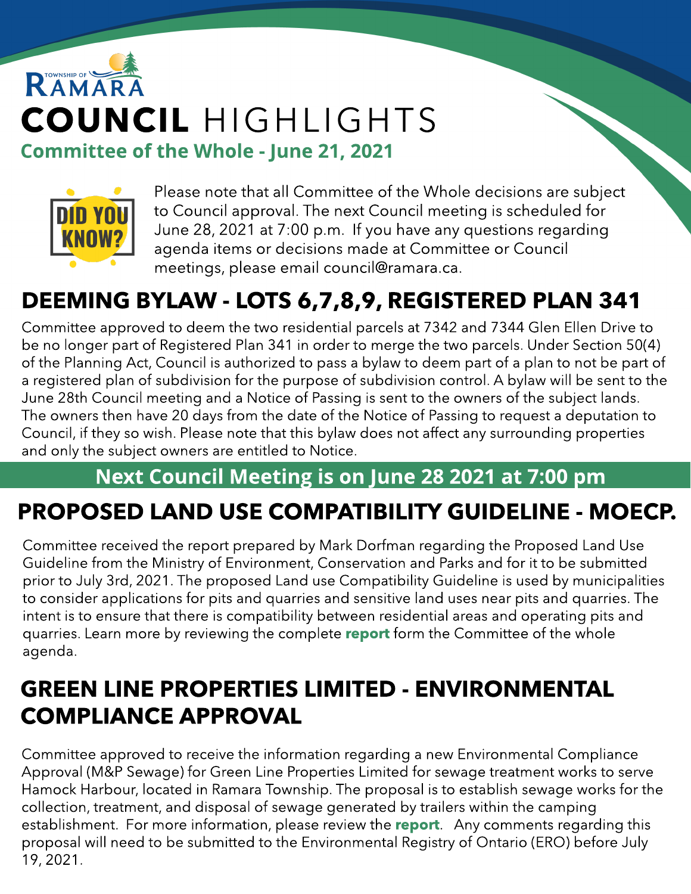TOWNSHIP OF RAMARA

# COUNCIL HIGHLIGHTS

**Committee of the Whole - June 21, 2021**

DID YOU KNOW?

Please note that all Committee of the Whole decisions are subject to Council approval. The next Council meeting is scheduled for June 28, 2021 at 7:00 p.m. If you have any questions regarding agenda items or decisions made at Committee or Council meetings, please email council@ramara.ca.

## DEEMING BYLAW - LOTS 6,7,8,9, REGISTERED PLAN 341

Committee approved to deem the two residential parcels at 7342 and 7344 Glen Ellen Drive to be no longer part of Registered Plan 341 in order to merge the two parcels. Under Section 50(4) of the Planning Act, Council is authorized to pass a bylaw to deem part of a plan to not be part of a registered plan of subdivision for the purpose of subdivision control. A bylaw will be sent to the June 28th Council meeting and a Notice of Passing is sent to the owners of the subject lands. The owners then have 20 days from the date of the Notice of Passing to request a deputation to Council, if they so wish. Please note that this bylaw does not affect any surrounding properties and only the subject owners are entitled to Notice.

**Next Council Meeting is on June 28 2021 at 7:00 pm**

## PROPOSED LAND USE COMPATIBILITY GUIDELINE - MOECP.

Committee received the report prepared by Mark Dorfman regarding the Proposed Land Use Guideline from the Ministry of Environment, Conservation and Parks and for it to be submitted prior to July 3rd, 2021. The proposed Land use Compatibility Guideline is used by municipalities to consider applications for pits and quarries and sensitive land uses near pits and quarries. The intent is to ensure that there is compatibility between residential areas and operating pits and quarries. Learn more by reviewing the complete **report** form the Committee of the whole agenda.

## GREEN LINE PROPERTIES LIMITED - ENVIRONMENTAL COMPLIANCE APPROVAL

Committee approved to receive the information regarding a new Environmental Compliance Approval (M&P Sewage) for Green Line Properties Limited for sewage treatment works to serve Hamock Harbour, located in Ramara Township. The proposal is to establish sewage works for the collection, treatment, and disposal of sewage generated by trailers within the camping establishment. For more information, please review the **report**. Any comments regarding this proposal will need to be submitted to the Environmental Registry of Ontario (ERO) before July 19, 2021.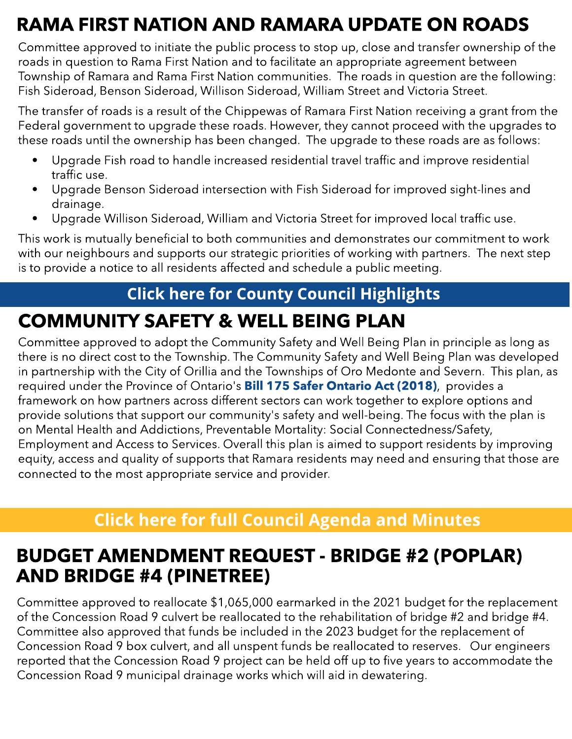## RAMA FIRST NATION AND RAMARA UPDATE ON ROADS

Committee approved to initiate the public process to stop up, close and transfer ownership of the roads in question to Rama First Nation and to facilitate an appropriate agreement between Township of Ramara and Rama First Nation communities. The roads in question are the following: Fish Sideroad, Benson Sideroad, Willison Sideroad, William Street and Victoria Street.

The transfer of roads is a result of the Chippewas of Ramara First Nation receiving a grant from the Federal government to upgrade these roads. However, they cannot proceed with the upgrades to these roads until the ownership has been changed. The upgrade to these roads are as follows:

- Upgrade Fish road to handle increased residential travel traffic and improve residential traffic use.
- Upgrade Benson Sideroad intersection with Fish Sideroad for improved sight-lines and drainage.
- Upgrade Willison Sideroad, William and Victoria Street for improved local traffic use.

This work is mutually beneficial to both communities and demonstrates our commitment to work with our neighbours and supports our strategic priorities of working with partners. The next step is to provide a notice to all residents affected and schedule a public meeting.

**Click here for County Council Highlights**

## COMMUNITY SAFETY & WELL BEING PLAN

Committee approved to adopt the Community Safety and Well Being Plan in principle as long as there is no direct cost to the Township. The Community Safety and Well Being Plan was developed in partnership with the City of Orillia and the Townships of Oro Medonte and Severn. This plan, as required under the Province of Ontario's **Bill 175 Safer Ontario Act (2018)**, provides a framework on how partners across different sectors can work together to explore options and provide solutions that support our community's safety and well-being. The focus with the plan is on Mental Health and Addictions, Preventable Mortality: Social Connectedness/Safety, Employment and Access to Services. Overall this plan is aimed to support residents by improving equity, access and quality of supports that Ramara residents may need and ensuring that those are connected to the most appropriate service and provider.

**Click here for full Council Agenda and Minutes**

## BUDGET AMENDMENT REQUEST - BRIDGE #2 (POPLAR) AND BRIDGE #4 (PINETREE)

Committee approved to reallocate $1,065,000 earmarked in the 2021 budget for the replacement of the Concession Road 9 culvert be reallocated to the rehabilitation of bridge #2 and bridge #4. Committee also approved that funds be included in the 2023 budget for the replacement of Concession Road 9 box culvert, and all unspent funds be reallocated to reserves. Our engineers reported that the Concession Road 9 project can be held off up to five years to accommodate the Concession Road 9 municipal drainage works which will aid in dewatering.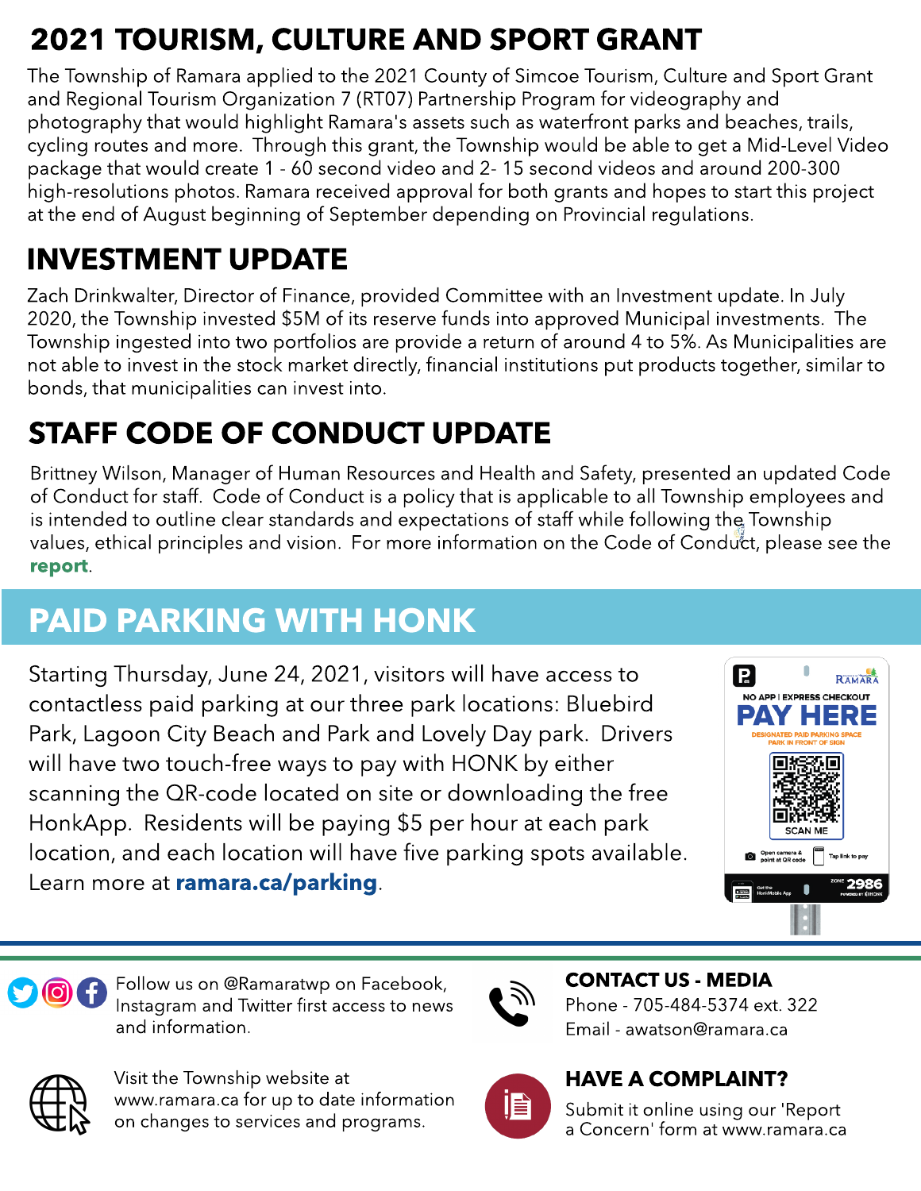## 2021 TOURISM, CULTURE AND SPORT GRANT

The Township of Ramara applied to the 2021 County of Simcoe Tourism, Culture and Sport Grant and Regional Tourism Organization 7 (RT07) Partnership Program for videography and photography that would highlight Ramara's assets such as waterfront parks and beaches, trails, cycling routes and more. Through this grant, the Township would be able to get a Mid-Level Video package that would create 1 - 60 second video and 2- 15 second videos and around 200-300 high-resolutions photos. Ramara received approval for both grants and hopes to start this project at the end of August beginning of September depending on Provincial regulations.

## INVESTMENT UPDATE

Zach Drinkwalter, Director of Finance, provided Committee with an Investment update. In July 2020, the Township invested $5M of its reserve funds into approved Municipal investments. The Township ingested into two portfolios are provide a return of around 4 to 5%. As Municipalities are not able to invest in the stock market directly, financial institutions put products together, similar to bonds, that municipalities can invest into.

## STAFF CODE OF CONDUCT UPDATE

Brittney Wilson, Manager of Human Resources and Health and Safety, presented an updated Code of Conduct for staff. Code of Conduct is a policy that is applicable to all Township employees and is intended to outline clear standards and expectations of staff while following the Township values, ethical principles and vision. For more information on the Code of Conduct, please see the **report**.

## PAID PARKING WITH HONK

Starting Thursday, June 24, 2021, visitors will have access to contactless paid parking at our three park locations: Bluebird Park, Lagoon City Beach and Park and Lovely Day park. Drivers will have two touch-free ways to pay with HONK by either scanning the QR-code located on site or downloading the free HonkApp. Residents will be paying $5 per hour at each park location, and each location will have five parking spots available. Learn more at **ramara.ca/parking**.

RAMARA

NO APP | EXPRESS CHECKOUT

PAY HERE

DESIGNATED PAID PARKING SPACE
PARK IN FRONT OF SIGN

SCAN ME

Open camera & point at QR code

Tap link to pay

Get the HonkMobile App

ZONE 2986

POWERED BY HONK

Follow us on @Ramaratwp on Facebook, Instagram and Twitter first access to news and information.

### CONTACT US - MEDIA

Phone - 705-484-5374 ext. 322
Email - awatson@ramara.ca

Visit the Township website at www.ramara.ca for up to date information on changes to services and programs.

### HAVE A COMPLAINT?

Submit it online using our 'Report a Concern' form at www.ramara.ca